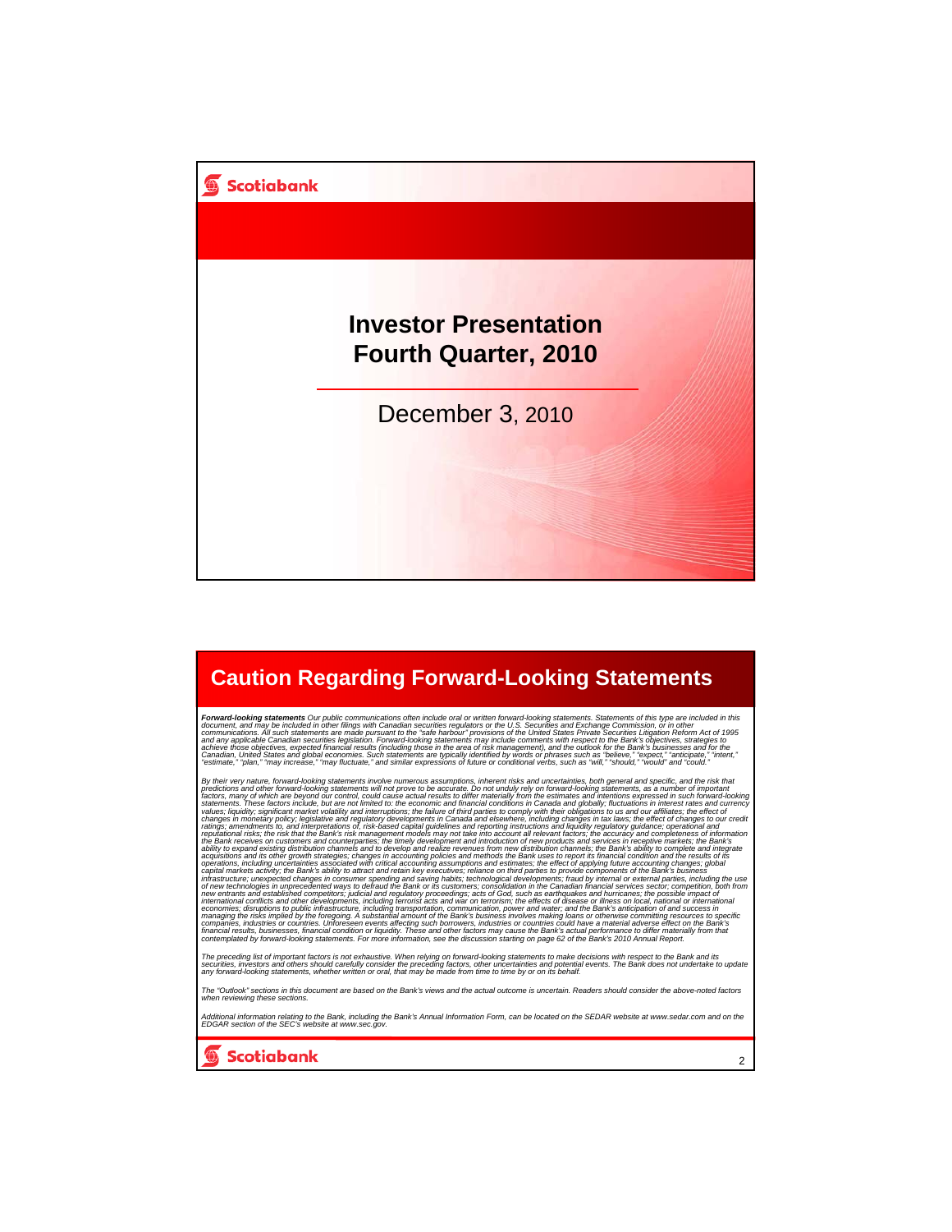Scotiabank

# Investor Presentation
# Fourth Quarter, 2010

December 3, 2010

## Caution Regarding Forward-Looking Statements

***Forward-looking statements*** *Our public communications often include oral or written forward-looking statements. Statements of this type are included in this document, and may be included in other filings with Canadian securities regulators or the U.S. Securities and Exchange Commission, or in other communications. All such statements are made pursuant to the "safe harbour" provisions of the United States Private Securities Litigation Reform Act of 1995 and any applicable Canadian securities legislation. Forward-looking statements may include comments with respect to the Bank's objectives, strategies to achieve those objectives, expected financial results (including those in the area of risk management), and the outlook for the Bank's businesses and for the Canadian, United States and global economies. Such statements are typically identified by words or phrases such as "believe," "expect," "anticipate," "intent," "estimate," "plan," "may increase," "may fluctuate," and similar expressions of future or conditional verbs, such as "will," "should," "would" and "could."*

*By their very nature, forward-looking statements involve numerous assumptions, inherent risks and uncertainties, both general and specific, and the risk that predictions and other forward-looking statements will not prove to be accurate. Do not unduly rely on forward-looking statements, as a number of important factors, many of which are beyond our control, could cause actual results to differ materially from the estimates and intentions expressed in such forward-looking statements. These factors include, but are not limited to: the economic and financial conditions in Canada and globally; fluctuations in interest rates and currency values; liquidity; significant market volatility and interruptions; the failure of third parties to comply with their obligations to us and our affiliates; the effect of changes in monetary policy; legislative and regulatory developments in Canada and elsewhere, including changes in tax laws; the effect of changes to our credit ratings; amendments to, and interpretations of, risk-based capital guidelines and reporting instructions and liquidity regulatory guidance; operational and reputational risks; the risk that the Bank's risk management models may not take into account all relevant factors; the accuracy and completeness of information the Bank receives on customers and counterparties; the timely development and introduction of new products and services in receptive markets; the Bank's ability to expand existing distribution channels and to develop and realize revenues from new distribution channels; the Bank's ability to complete and integrate acquisitions and its other growth strategies; changes in accounting policies and methods the Bank uses to report its financial condition and the results of its operations, including uncertainties associated with critical accounting assumptions and estimates; the effect of applying future accounting changes; global capital markets activity; the Bank's ability to attract and retain key executives; reliance on third parties to provide components of the Bank's business infrastructure; unexpected changes in consumer spending and saving habits; technological developments; fraud by internal or external parties, including the use of new technologies in unprecedented ways to defraud the Bank or its customers; consolidation in the Canadian financial services sector; competition, both from new entrants and established competitors; judicial and regulatory proceedings; acts of God, such as earthquakes and hurricanes; the possible impact of international conflicts and other developments, including terrorist acts and war on terrorism; the effects of disease or illness on local, national or international economies; disruptions to public infrastructure, including transportation, communication, power and water; and the Bank's anticipation of and success in managing the risks implied by the foregoing. A substantial amount of the Bank's business involves making loans or otherwise committing resources to specific companies, industries or countries. Unforeseen events affecting such borrowers, industries or countries could have a material adverse effect on the Bank's financial results, businesses, financial condition or liquidity. These and other factors may cause the Bank's actual performance to differ materially from that contemplated by forward-looking statements. For more information, see the discussion starting on page 62 of the Bank's 2010 Annual Report.*

*The preceding list of important factors is not exhaustive. When relying on forward-looking statements to make decisions with respect to the Bank and its securities, investors and others should carefully consider the preceding factors, other uncertainties and potential events. The Bank does not undertake to update any forward-looking statements, whether written or oral, that may be made from time to time by or on its behalf.*

*The "Outlook" sections in this document are based on the Bank's views and the actual outcome is uncertain. Readers should consider the above-noted factors when reviewing these sections.*

*Additional information relating to the Bank, including the Bank's Annual Information Form, can be located on the SEDAR website at www.sedar.com and on the EDGAR section of the SEC's website at www.sec.gov.*

Scotiabank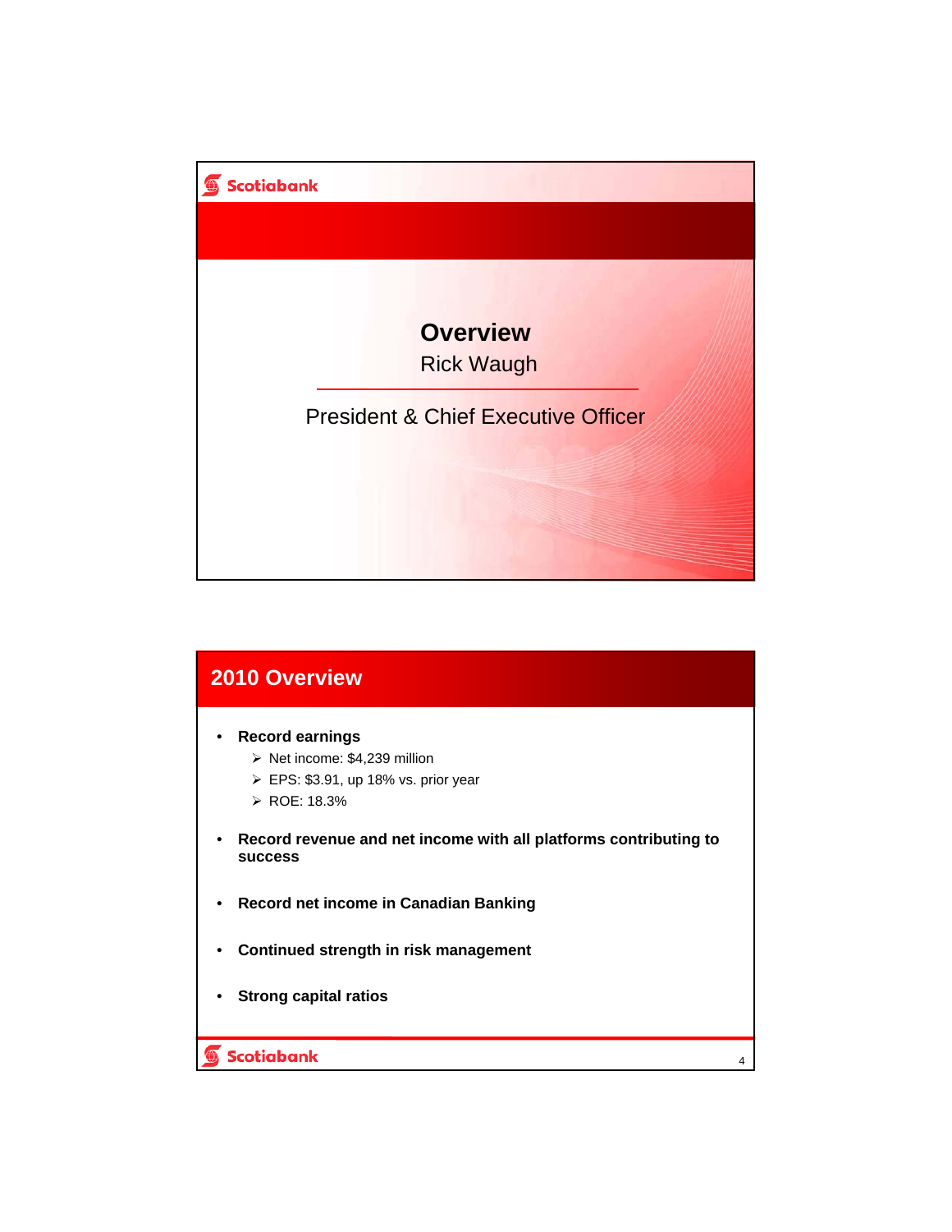## Overview

Rick Waugh

President & Chief Executive Officer

## 2010 Overview

- **Record earnings**
  - Net income: $4,239 million
  - EPS: $3.91, up 18% vs. prior year
  - ROE: 18.3%
- **Record revenue and net income with all platforms contributing to success**
- **Record net income in Canadian Banking**
- **Continued strength in risk management**
- **Strong capital ratios**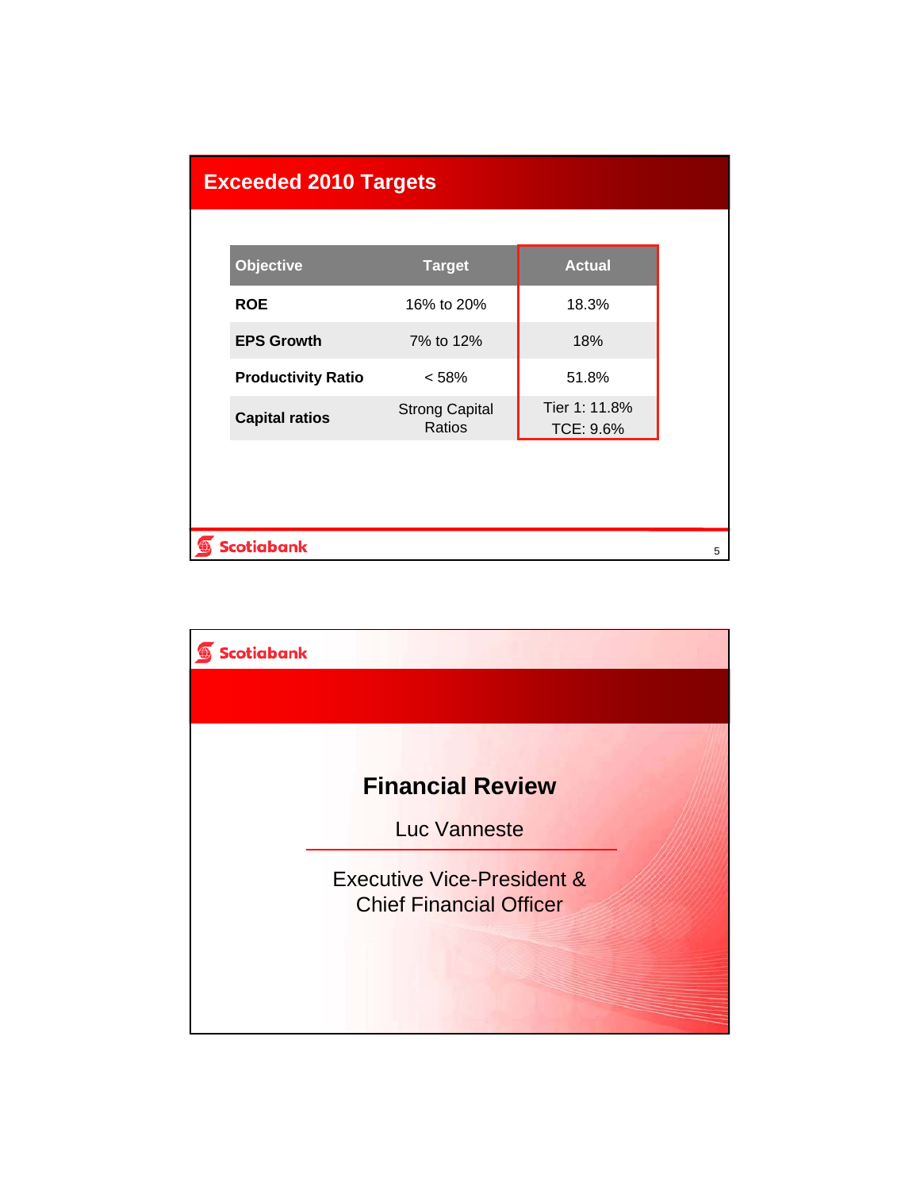## Exceeded 2010 Targets

| Objective | Target | Actual |
|---|---|---|
| **ROE** | 16% to 20% | 18.3% |
| **EPS Growth** | 7% to 12% | 18% |
| **Productivity Ratio** | < 58% | 51.8% |
| **Capital ratios** | Strong Capital Ratios | Tier 1: 11.8%<br>TCE: 9.6% |

Scotiabank

---

Scotiabank

## Financial Review

Luc Vanneste

Executive Vice-President & Chief Financial Officer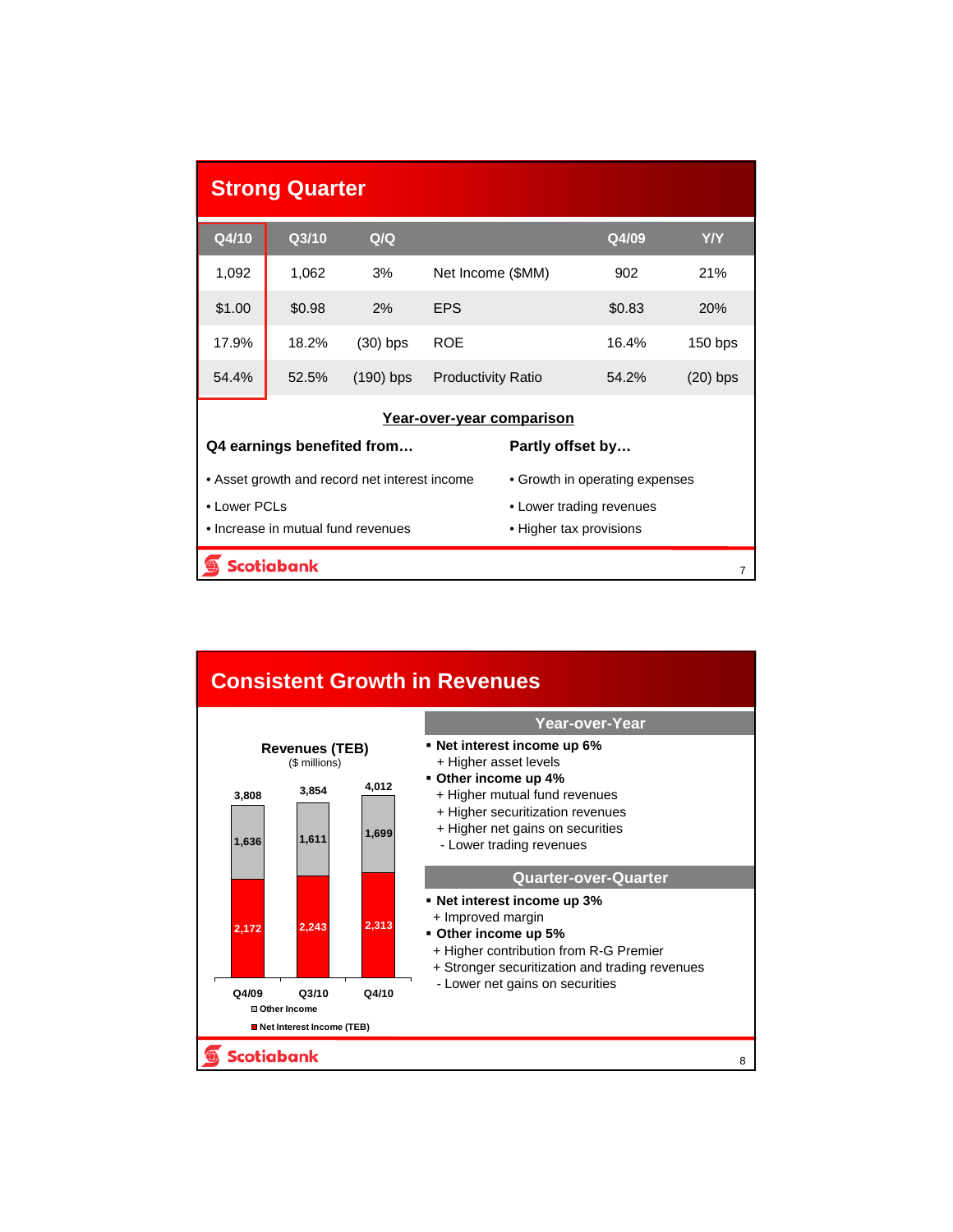## Strong Quarter

| Q4/10 | Q3/10 | Q/Q | | Q4/09 | Y/Y |
|---|---|---|---|---|---|
| 1,092 | 1,062 | 3% | Net Income ($MM) | 902 | 21% |
| $1.00 | $0.98 | 2% | EPS | $0.83 | 20% |
| 17.9% | 18.2% | (30) bps | ROE | 16.4% | 150 bps |
| 54.4% | 52.5% | (190) bps | Productivity Ratio | 54.2% | (20) bps |

**Year-over-year comparison**

**Q4 earnings benefited from…**

- Asset growth and record net interest income
- Lower PCLs
- Increase in mutual fund revenues

**Partly offset by…**

- Growth in operating expenses
- Lower trading revenues
- Higher tax provisions

## Consistent Growth in Revenues

**Revenues (TEB)**
($ millions)

3,808
1,636
2,172
Q4/09

3,854
1,611
2,243
Q3/10

4,012
1,699
2,313
Q4/10

Other Income
Net Interest Income (TEB)

### Year-over-Year

- **Net interest income up 6%**
  - \+ Higher asset levels
- **Other income up 4%**
  - \+ Higher mutual fund revenues
  - \+ Higher securitization revenues
  - \+ Higher net gains on securities
  - \- Lower trading revenues

### Quarter-over-Quarter

- **Net interest income up 3%**
  - \+ Improved margin
- **Other income up 5%**
  - \+ Higher contribution from R-G Premier
  - \+ Stronger securitization and trading revenues
  - \- Lower net gains on securities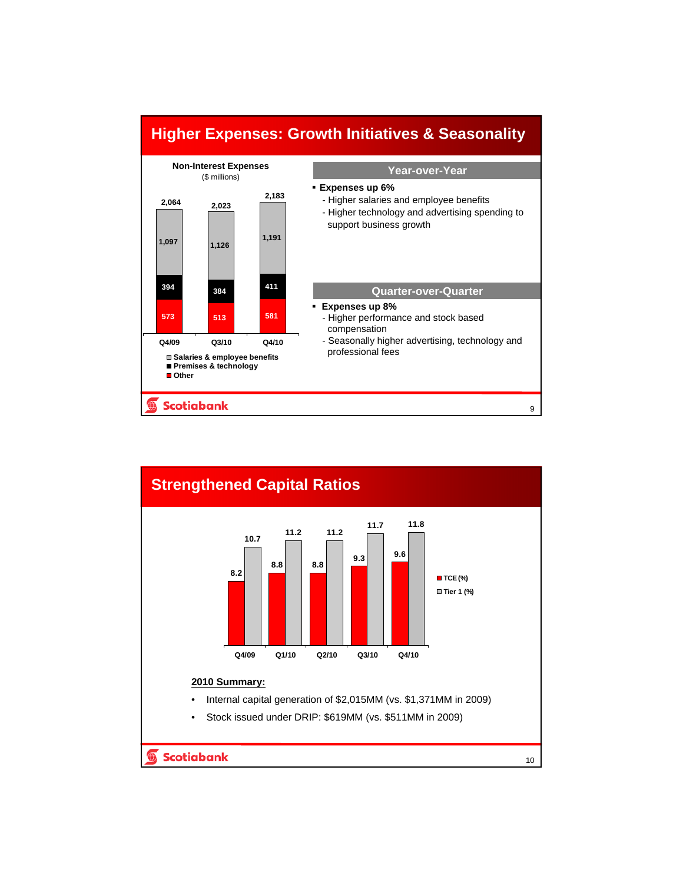## Higher Expenses: Growth Initiatives & Seasonality

**Non-Interest Expenses**
($ millions)

2,064
1,097
394
573
Q4/09

2,023
1,126
384
513
Q3/10

2,183
1,191
411
581
Q4/10

Salaries & employee benefits
Premises & technology
Other

### Year-over-Year

- **Expenses up 6%**
  - Higher salaries and employee benefits
  - Higher technology and advertising spending to support business growth

### Quarter-over-Quarter

- **Expenses up 8%**
  - Higher performance and stock based compensation
  - Seasonally higher advertising, technology and professional fees

## Strengthened Capital Ratios

Q4/09: 8.2, 10.7
Q1/10: 8.8, 11.2
Q2/10: 8.8, 11.2
Q3/10: 9.3, 11.7
Q4/10: 9.6, 11.8

TCE (%)
Tier 1 (%)

**2010 Summary:**

- Internal capital generation of $2,015MM (vs. $1,371MM in 2009)
- Stock issued under DRIP: $619MM (vs. $511MM in 2009)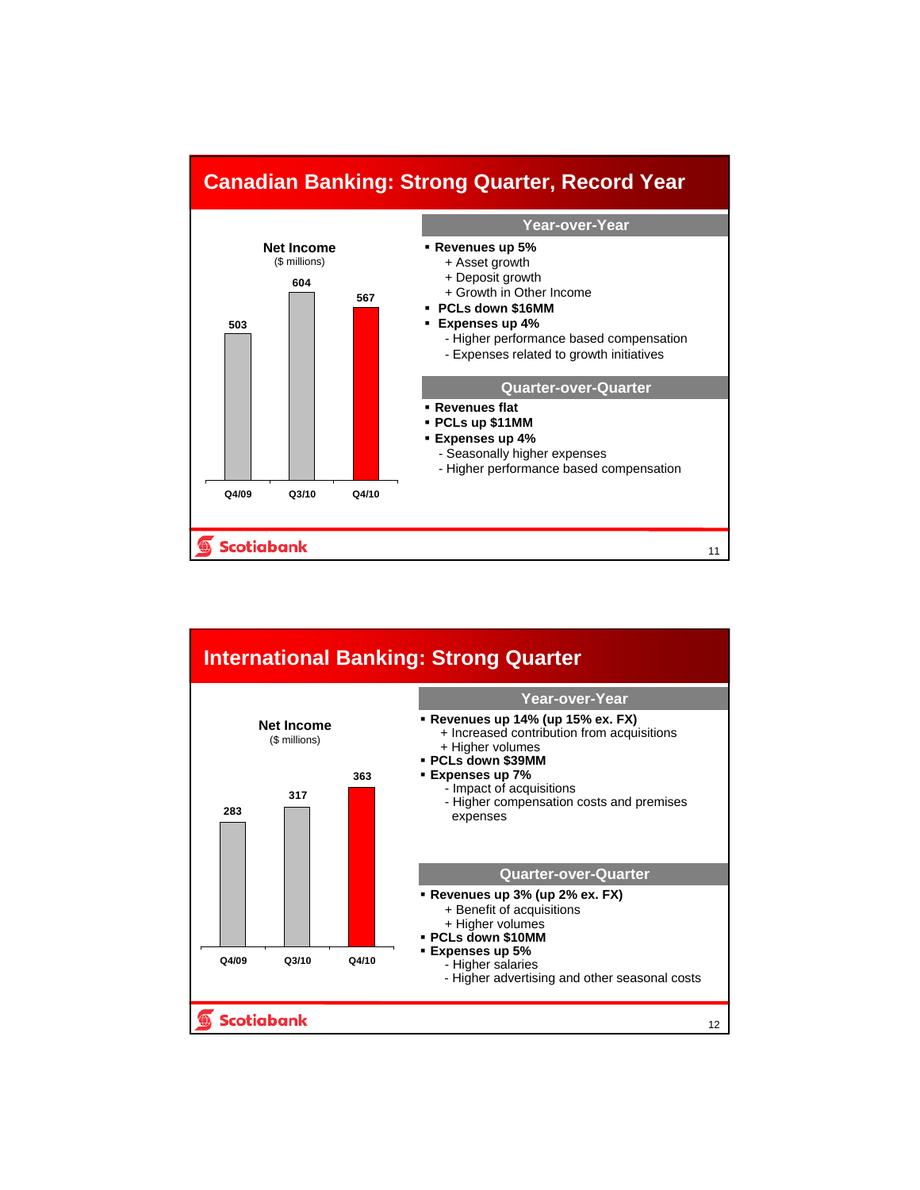## Canadian Banking: Strong Quarter, Record Year

Net Income
($ millions)

503
604
567

Q4/09
Q3/10
Q4/10

### Year-over-Year

- **Revenues up 5%**
  - \+ Asset growth
  - \+ Deposit growth
  - \+ Growth in Other Income
- **PCLs down $16MM**
- **Expenses up 4%**
  - \- Higher performance based compensation
  - \- Expenses related to growth initiatives

### Quarter-over-Quarter

- **Revenues flat**
- **PCLs up $11MM**
- **Expenses up 4%**
  - \- Seasonally higher expenses
  - \- Higher performance based compensation

## International Banking: Strong Quarter

Net Income
($ millions)

283
317
363

Q4/09
Q3/10
Q4/10

### Year-over-Year

- **Revenues up 14% (up 15% ex. FX)**
  - \+ Increased contribution from acquisitions
  - \+ Higher volumes
- **PCLs down $39MM**
- **Expenses up 7%**
  - \- Impact of acquisitions
  - \- Higher compensation costs and premises expenses

### Quarter-over-Quarter

- **Revenues up 3% (up 2% ex. FX)**
  - \+ Benefit of acquisitions
  - \+ Higher volumes
- **PCLs down $10MM**
- **Expenses up 5%**
  - \- Higher salaries
  - \- Higher advertising and other seasonal costs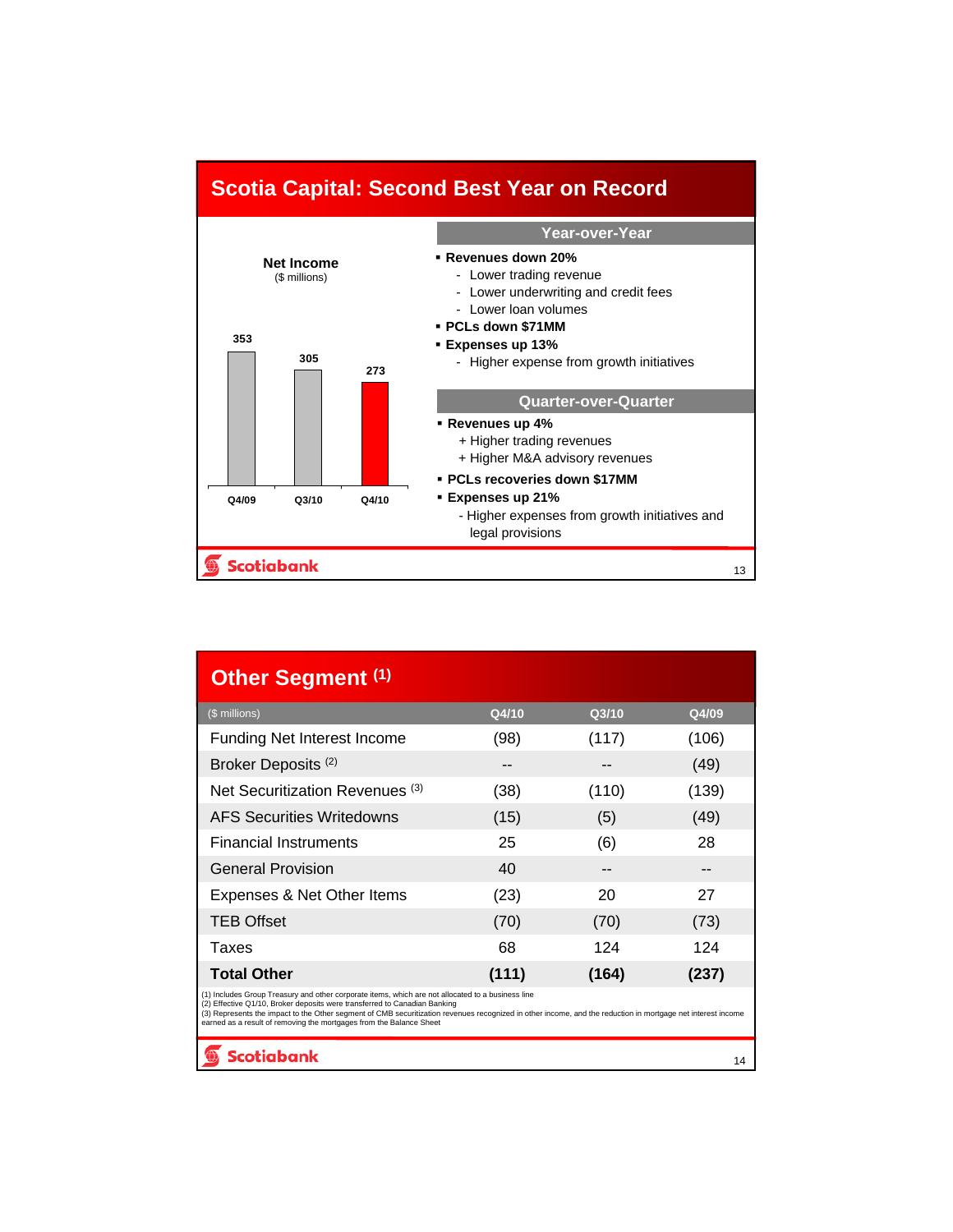# Scotia Capital: Second Best Year on Record

Net Income
($ millions)

353
305
273

Q4/09
Q3/10
Q4/10

## Year-over-Year

- **Revenues down 20%**
  - Lower trading revenue
  - Lower underwriting and credit fees
  - Lower loan volumes
- **PCLs down $71MM**
- **Expenses up 13%**
  - Higher expense from growth initiatives

## Quarter-over-Quarter

- **Revenues up 4%**
  - \+ Higher trading revenues
  - \+ Higher M&A advisory revenues
- **PCLs recoveries down $17MM**
- **Expenses up 21%**
  - Higher expenses from growth initiatives and legal provisions

# Other Segment [1]

| ($ millions) | Q4/10 | Q3/10 | Q4/09 |
|---|---|---|---|
| Funding Net Interest Income | (98) | (117) | (106) |
| Broker Deposits [2] | -- | -- | (49) |
| Net Securitization Revenues [3] | (38) | (110) | (139) |
| AFS Securities Writedowns | (15) | (5) | (49) |
| Financial Instruments | 25 | (6) | 28 |
| General Provision | 40 | -- | -- |
| Expenses & Net Other Items | (23) | 20 | 27 |
| TEB Offset | (70) | (70) | (73) |
| Taxes | 68 | 124 | 124 |
| **Total Other** | **(111)** | **(164)** | **(237)** |

(1) Includes Group Treasury and other corporate items, which are not allocated to a business line
(2) Effective Q1/10, Broker deposits were transferred to Canadian Banking
(3) Represents the impact to the Other segment of CMB securitization revenues recognized in other income, and the reduction in mortgage net interest income earned as a result of removing the mortgages from the Balance Sheet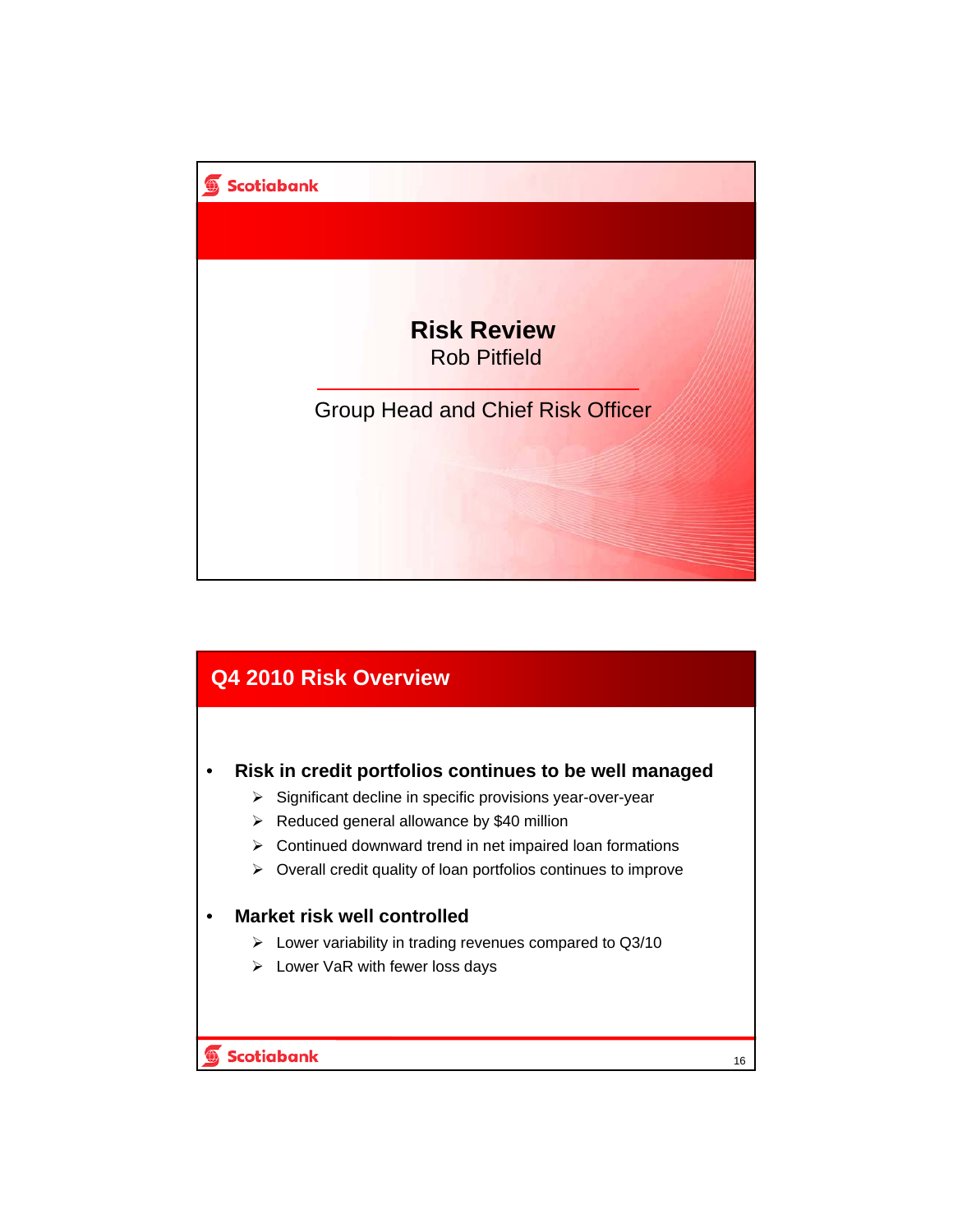# Risk Review

Rob Pitfield

Group Head and Chief Risk Officer

## Q4 2010 Risk Overview

- **Risk in credit portfolios continues to be well managed**
  - Significant decline in specific provisions year-over-year
  - Reduced general allowance by $40 million
  - Continued downward trend in net impaired loan formations
  - Overall credit quality of loan portfolios continues to improve
- **Market risk well controlled**
  - Lower variability in trading revenues compared to Q3/10
  - Lower VaR with fewer loss days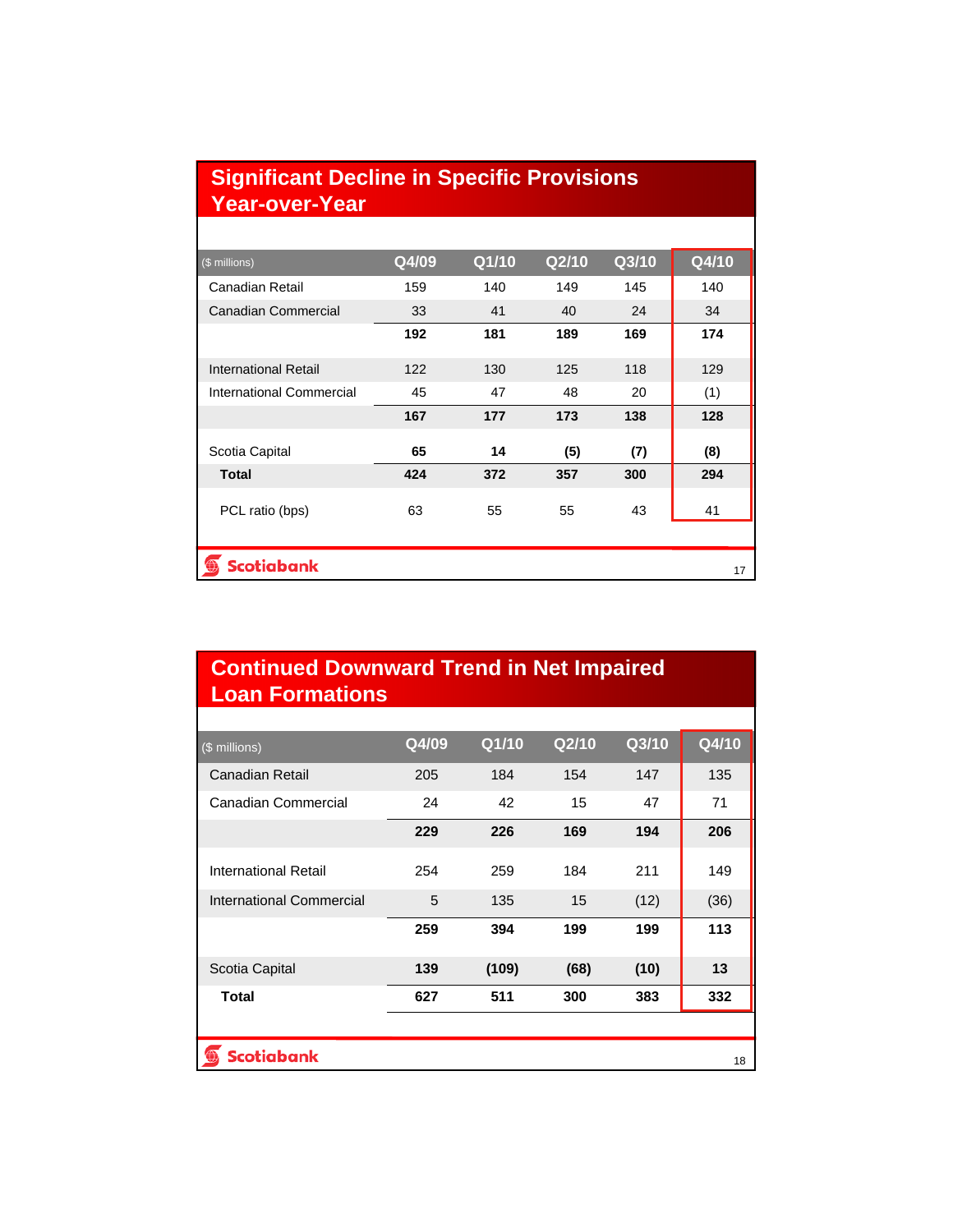## Significant Decline in Specific Provisions Year-over-Year

| ($ millions) | Q4/09 | Q1/10 | Q2/10 | Q3/10 | Q4/10 |
|---|---|---|---|---|---|
| Canadian Retail | 159 | 140 | 149 | 145 | 140 |
| Canadian Commercial | 33 | 41 | 40 | 24 | 34 |
| | **192** | **181** | **189** | **169** | **174** |
| International Retail | 122 | 130 | 125 | 118 | 129 |
| International Commercial | 45 | 47 | 48 | 20 | (1) |
| | **167** | **177** | **173** | **138** | **128** |
| Scotia Capital | **65** | **14** | **(5)** | **(7)** | **(8)** |
| **Total** | **424** | **372** | **357** | **300** | **294** |
| PCL ratio (bps) | 63 | 55 | 55 | 43 | 41 |

## Continued Downward Trend in Net Impaired Loan Formations

| ($ millions) | Q4/09 | Q1/10 | Q2/10 | Q3/10 | Q4/10 |
|---|---|---|---|---|---|
| Canadian Retail | 205 | 184 | 154 | 147 | 135 |
| Canadian Commercial | 24 | 42 | 15 | 47 | 71 |
| | **229** | **226** | **169** | **194** | **206** |
| International Retail | 254 | 259 | 184 | 211 | 149 |
| International Commercial | 5 | 135 | 15 | (12) | (36) |
| | **259** | **394** | **199** | **199** | **113** |
| Scotia Capital | **139** | **(109)** | **(68)** | **(10)** | **13** |
| **Total** | **627** | **511** | **300** | **383** | **332** |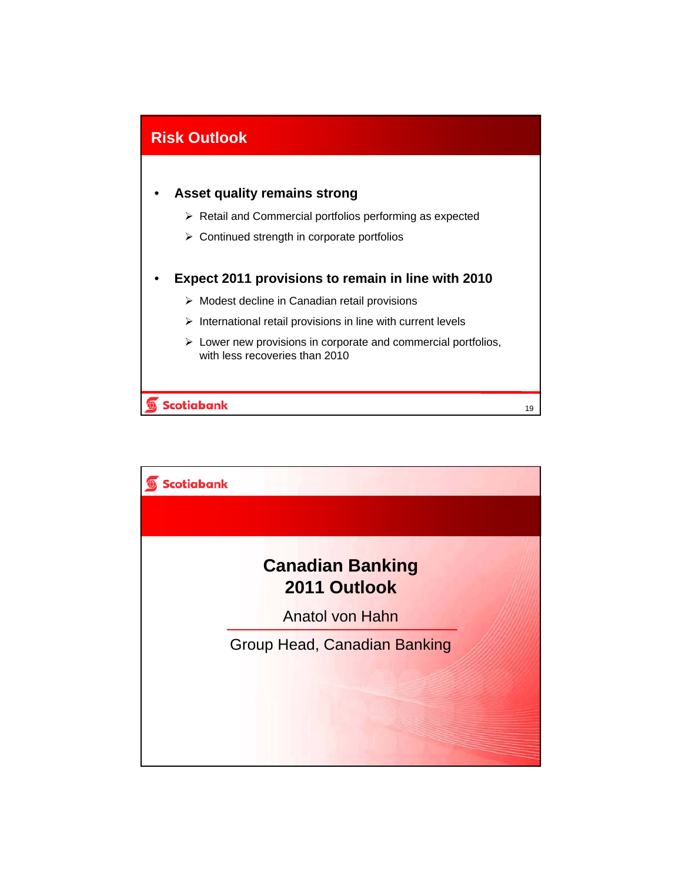## Risk Outlook

- **Asset quality remains strong**
  - Retail and Commercial portfolios performing as expected
  - Continued strength in corporate portfolios
- **Expect 2011 provisions to remain in line with 2010**
  - Modest decline in Canadian retail provisions
  - International retail provisions in line with current levels
  - Lower new provisions in corporate and commercial portfolios, with less recoveries than 2010

Scotiabank

---

Scotiabank

## Canadian Banking 2011 Outlook

Anatol von Hahn

Group Head, Canadian Banking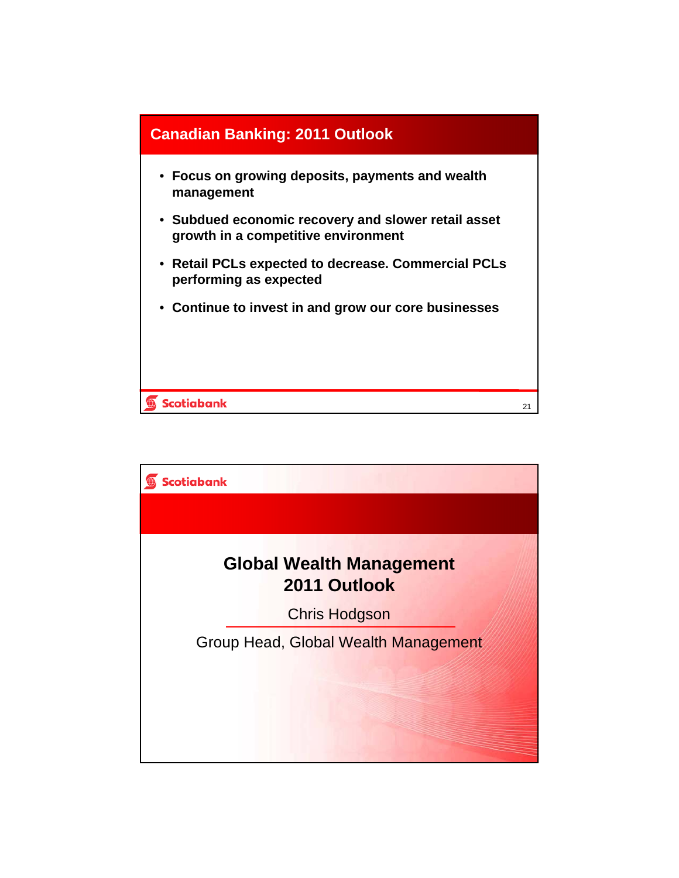## Canadian Banking: 2011 Outlook

- Focus on growing deposits, payments and wealth management
- Subdued economic recovery and slower retail asset growth in a competitive environment
- Retail PCLs expected to decrease. Commercial PCLs performing as expected
- Continue to invest in and grow our core businesses

Scotiabank

---

Scotiabank

## Global Wealth Management 2011 Outlook

Chris Hodgson

Group Head, Global Wealth Management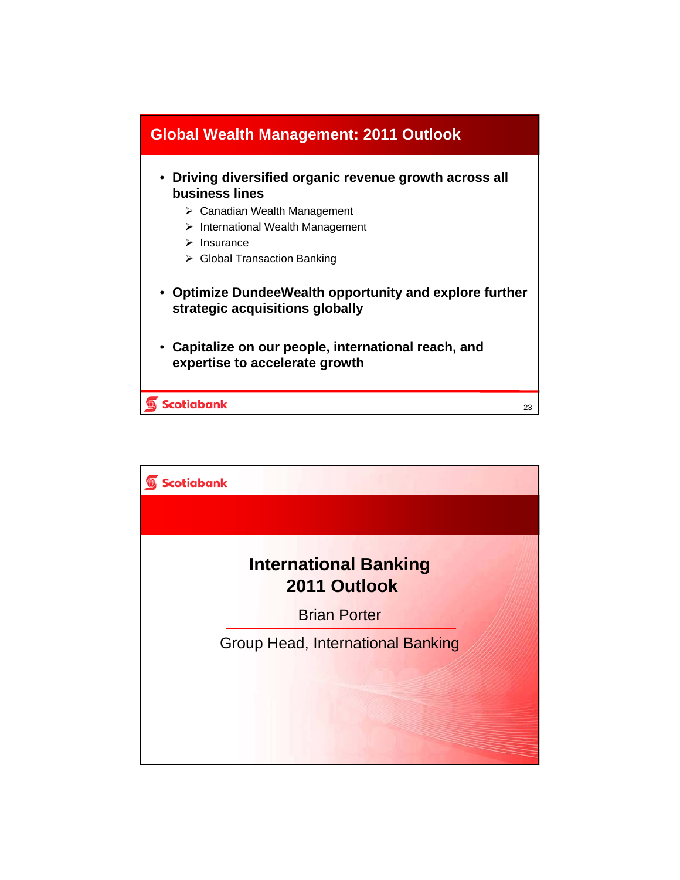## Global Wealth Management: 2011 Outlook

- **Driving diversified organic revenue growth across all business lines**
  - Canadian Wealth Management
  - International Wealth Management
  - Insurance
  - Global Transaction Banking
- **Optimize DundeeWealth opportunity and explore further strategic acquisitions globally**
- **Capitalize on our people, international reach, and expertise to accelerate growth**

Scotiabank

Scotiabank

## International Banking 2011 Outlook

Brian Porter

Group Head, International Banking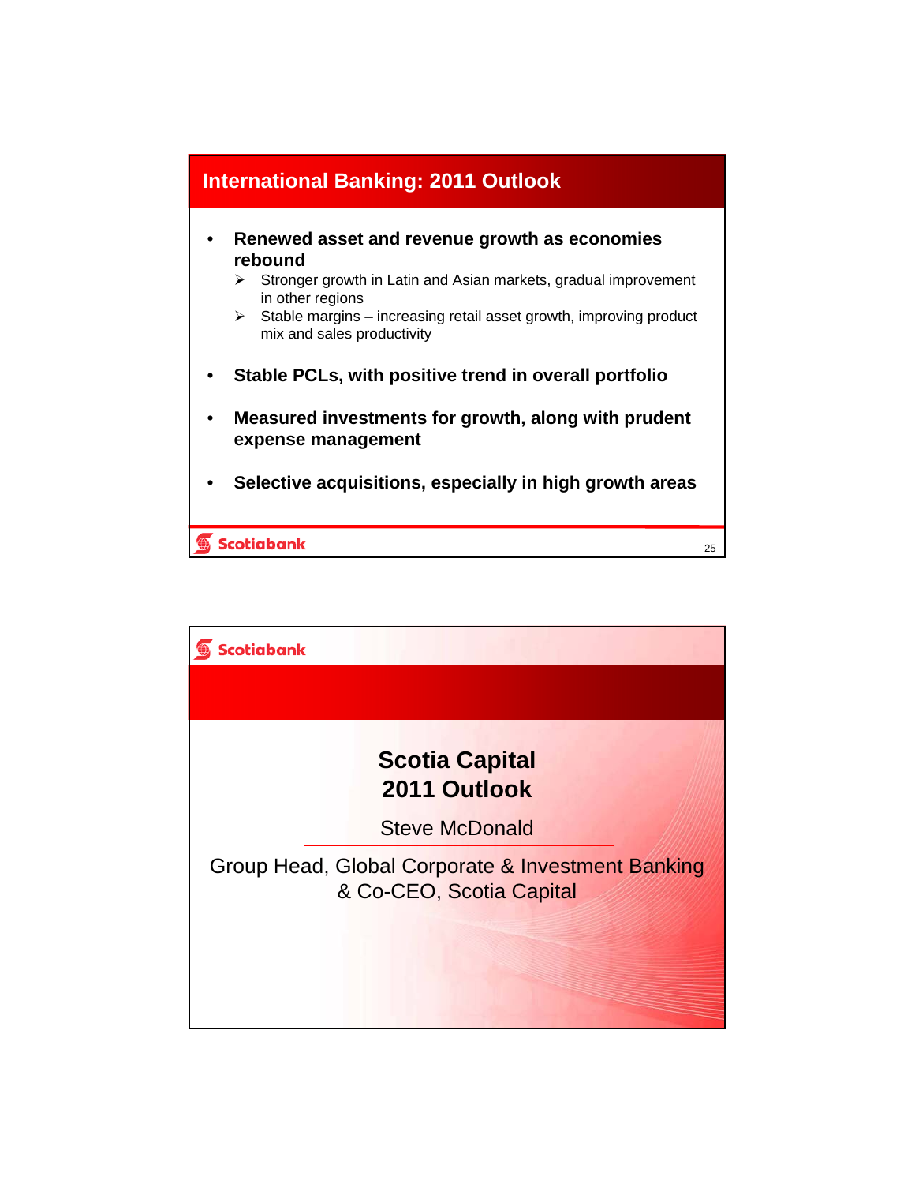## International Banking: 2011 Outlook

- **Renewed asset and revenue growth as economies rebound**
  - Stronger growth in Latin and Asian markets, gradual improvement in other regions
  - Stable margins – increasing retail asset growth, improving product mix and sales productivity
- **Stable PCLs, with positive trend in overall portfolio**
- **Measured investments for growth, along with prudent expense management**
- **Selective acquisitions, especially in high growth areas**

Scotiabank

---

Scotiabank

## Scotia Capital 2011 Outlook

Steve McDonald

Group Head, Global Corporate & Investment Banking & Co-CEO, Scotia Capital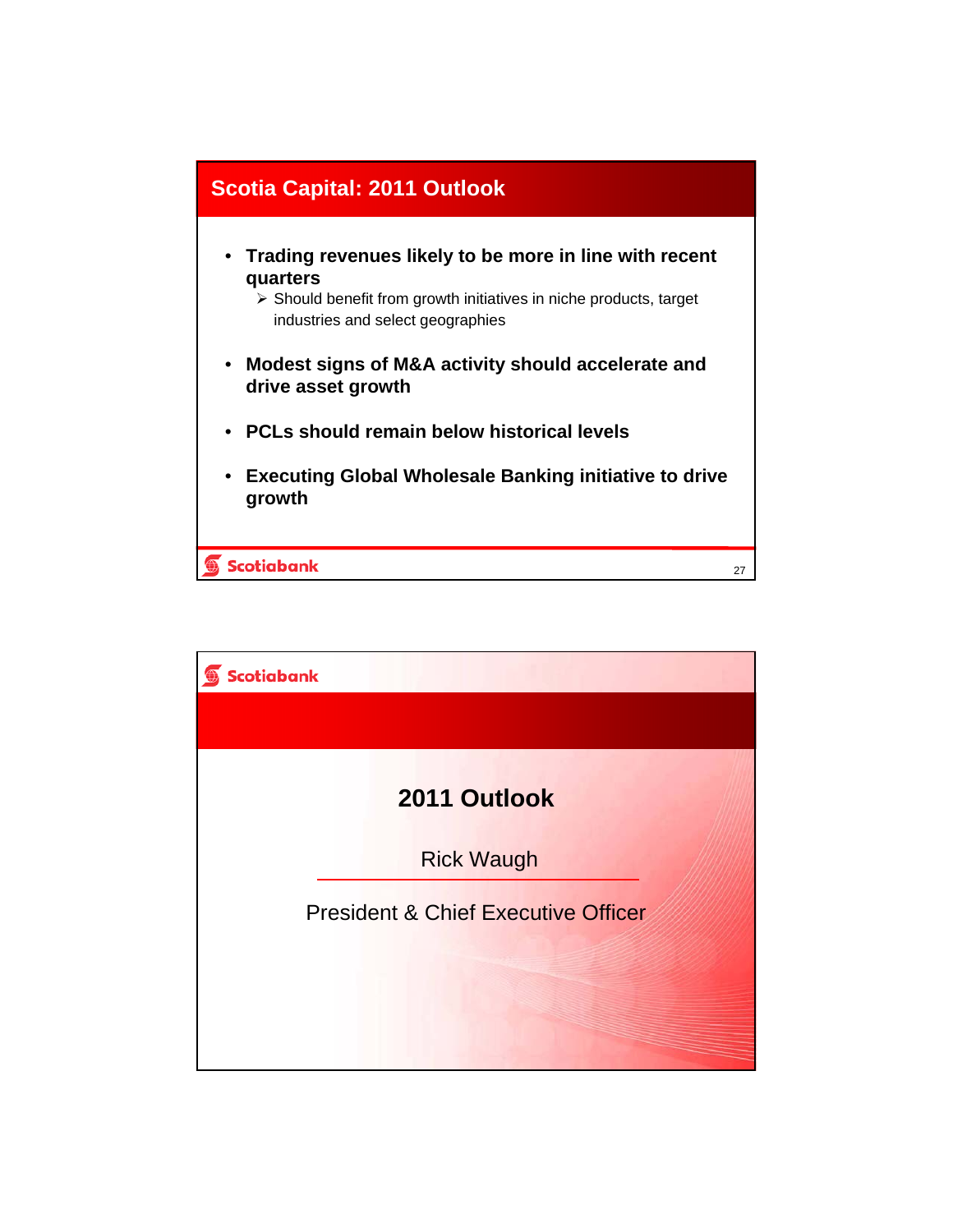## Scotia Capital: 2011 Outlook

- **Trading revenues likely to be more in line with recent quarters**
  - Should benefit from growth initiatives in niche products, target industries and select geographies
- **Modest signs of M&A activity should accelerate and drive asset growth**
- **PCLs should remain below historical levels**
- **Executing Global Wholesale Banking initiative to drive growth**

Scotiabank

---

Scotiabank

## 2011 Outlook

Rick Waugh

President & Chief Executive Officer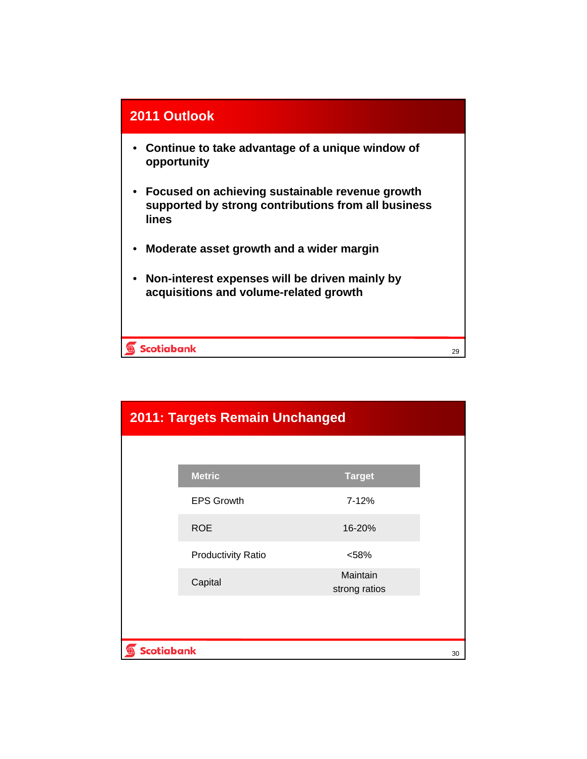## 2011 Outlook

- Continue to take advantage of a unique window of opportunity
- Focused on achieving sustainable revenue growth supported by strong contributions from all business lines
- Moderate asset growth and a wider margin
- Non-interest expenses will be driven mainly by acquisitions and volume-related growth

## 2011: Targets Remain Unchanged

| Metric | Target |
|---|---|
| EPS Growth | 7-12% |
| ROE | 16-20% |
| Productivity Ratio | <58% |
| Capital | Maintain strong ratios |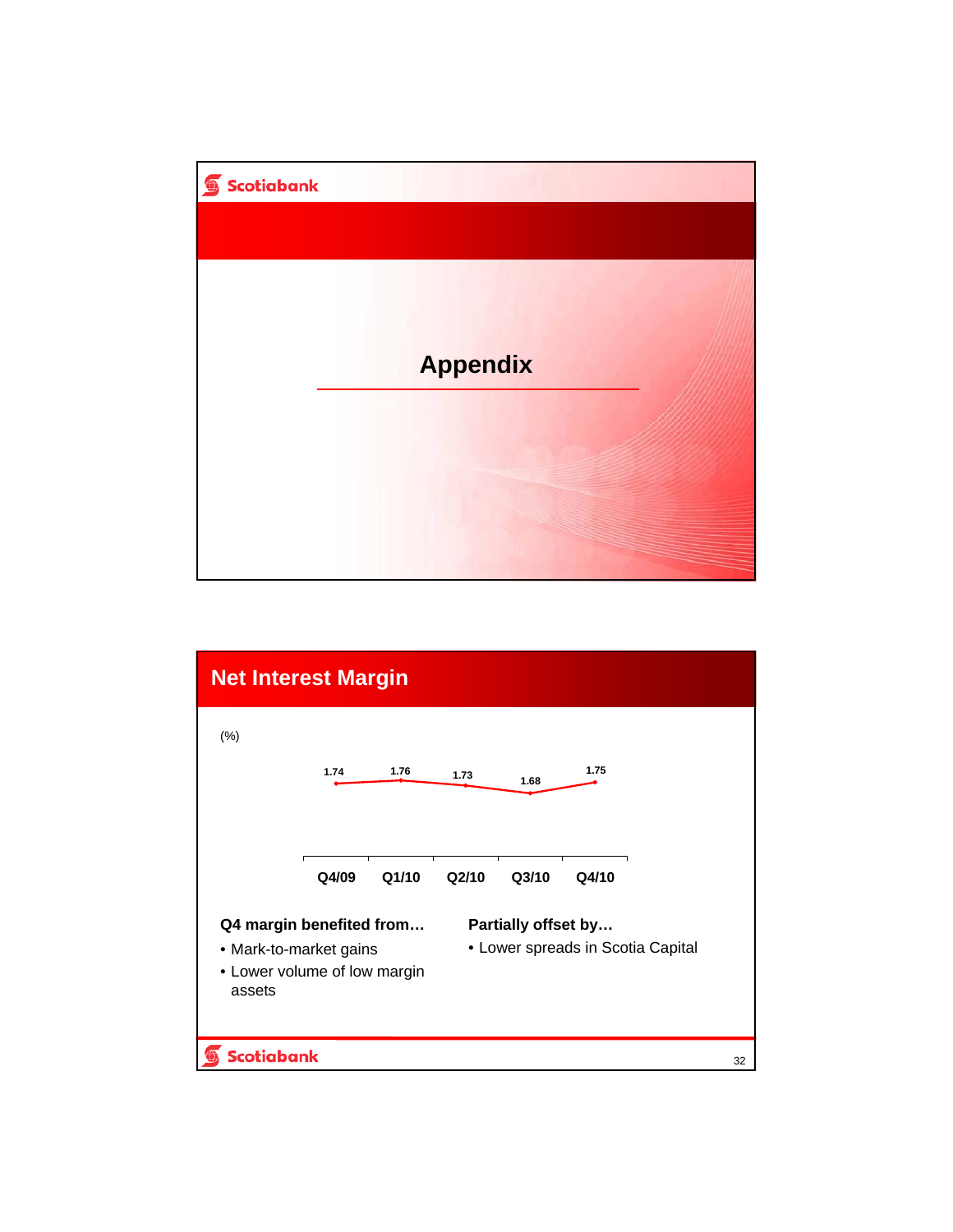# Appendix

## Net Interest Margin

(%)

1.74
1.76
1.73
1.68
1.75

Q4/09
Q1/10
Q2/10
Q3/10
Q4/10

**Q4 margin benefited from…**

- Mark-to-market gains
- Lower volume of low margin assets

**Partially offset by…**

- Lower spreads in Scotia Capital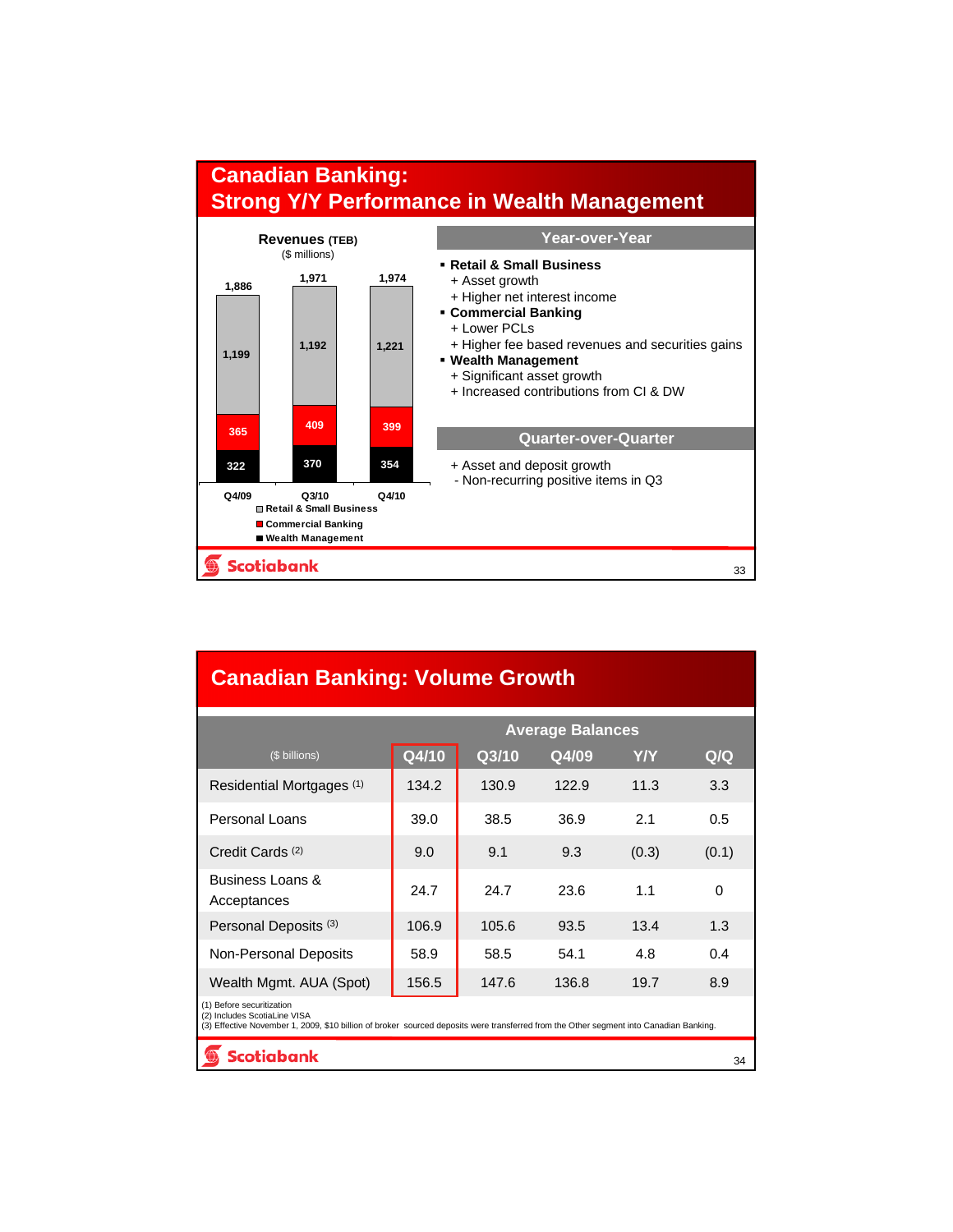## Canadian Banking: Strong Y/Y Performance in Wealth Management

**Revenues** (TEB)
($ millions)

1,886
1,199
365
322
Q4/09

1,971
1,192
409
370
Q3/10

1,974
1,221
399
354
Q4/10

Retail & Small Business
Commercial Banking
Wealth Management

### Year-over-Year

- **Retail & Small Business**
  - \+ Asset growth
  - \+ Higher net interest income
- **Commercial Banking**
  - \+ Lower PCLs
  - \+ Higher fee based revenues and securities gains
- **Wealth Management**
  - \+ Significant asset growth
  - \+ Increased contributions from CI & DW

### Quarter-over-Quarter

\+ Asset and deposit growth
\- Non-recurring positive items in Q3

## Canadian Banking: Volume Growth

| ($ billions) | Average Balances | | | | |
|---|---|---|---|---|---|
| | Q4/10 | Q3/10 | Q4/09 | Y/Y | Q/Q |
| Residential Mortgages (1) | 134.2 | 130.9 | 122.9 | 11.3 | 3.3 |
| Personal Loans | 39.0 | 38.5 | 36.9 | 2.1 | 0.5 |
| Credit Cards (2) | 9.0 | 9.1 | 9.3 | (0.3) | (0.1) |
| Business Loans & Acceptances | 24.7 | 24.7 | 23.6 | 1.1 | 0 |
| Personal Deposits (3) | 106.9 | 105.6 | 93.5 | 13.4 | 1.3 |
| Non-Personal Deposits | 58.9 | 58.5 | 54.1 | 4.8 | 0.4 |
| Wealth Mgmt. AUA (Spot) | 156.5 | 147.6 | 136.8 | 19.7 | 8.9 |

(1) Before securitization
(2) Includes ScotiaLine VISA
(3) Effective November 1, 2009, $10 billion of broker sourced deposits were transferred from the Other segment into Canadian Banking.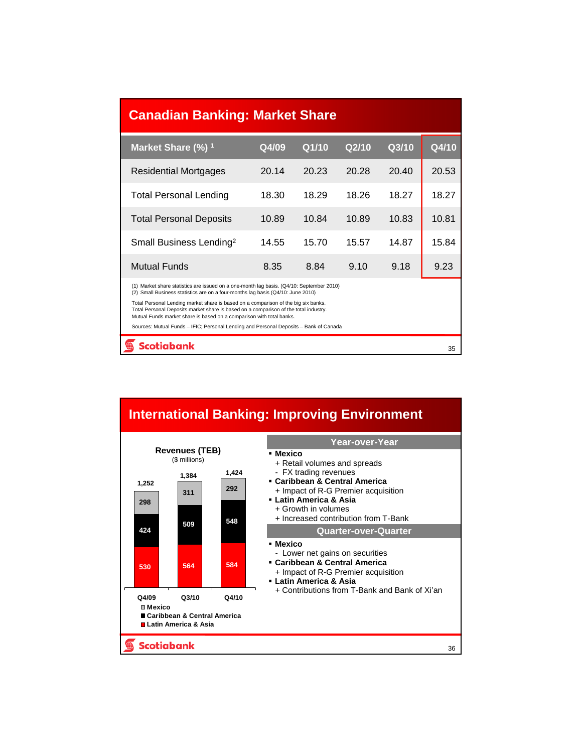## Canadian Banking: Market Share

| Market Share (%) [1] | Q4/09 | Q1/10 | Q2/10 | Q3/10 | Q4/10 |
|---|---|---|---|---|---|
| Residential Mortgages | 20.14 | 20.23 | 20.28 | 20.40 | 20.53 |
| Total Personal Lending | 18.30 | 18.29 | 18.26 | 18.27 | 18.27 |
| Total Personal Deposits | 10.89 | 10.84 | 10.89 | 10.83 | 10.81 |
| Small Business Lending[2] | 14.55 | 15.70 | 15.57 | 14.87 | 15.84 |
| Mutual Funds | 8.35 | 8.84 | 9.10 | 9.18 | 9.23 |

(1) Market share statistics are issued on a one-month lag basis. (Q4/10: September 2010)
(2) Small Business statistics are on a four-months lag basis (Q4/10: June 2010)

Total Personal Lending market share is based on a comparison of the big six banks.
Total Personal Deposits market share is based on a comparison of the total industry.
Mutual Funds market share is based on a comparison with total banks.

Sources: Mutual Funds – IFIC; Personal Lending and Personal Deposits – Bank of Canada

## International Banking: Improving Environment

**Revenues (TEB)**
($ millions)

1,252
298
424
530
1,384
311
509
564
1,424
292
548
584

Q4/09
Q3/10
Q4/10

Mexico
Caribbean & Central America
Latin America & Asia

### Year-over-Year

- **Mexico**
  - \+ Retail volumes and spreads
  - \- FX trading revenues
- **Caribbean & Central America**
  - \+ Impact of R-G Premier acquisition
- **Latin America & Asia**
  - \+ Growth in volumes
  - \+ Increased contribution from T-Bank

### Quarter-over-Quarter

- **Mexico**
  - \- Lower net gains on securities
- **Caribbean & Central America**
  - \+ Impact of R-G Premier acquisition
- **Latin America & Asia**
  - \+ Contributions from T-Bank and Bank of Xi'an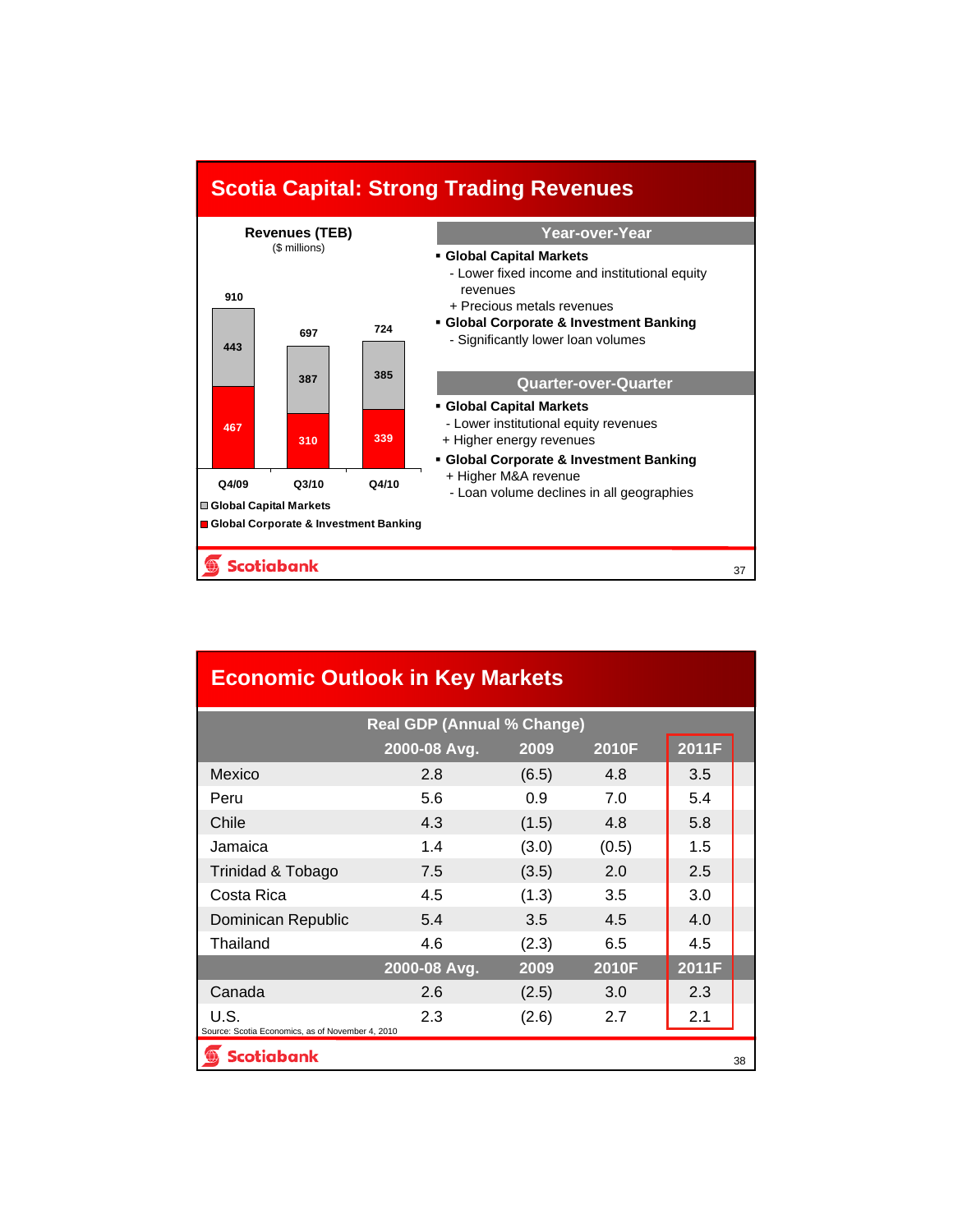# Scotia Capital: Strong Trading Revenues

**Revenues (TEB)**
($ millions)

910
443
467
697
387
310
724
385
339

Q4/09
Q3/10
Q4/10

Global Capital Markets
Global Corporate & Investment Banking

## Year-over-Year

- **Global Capital Markets**
  - Lower fixed income and institutional equity revenues
  - \+ Precious metals revenues
- **Global Corporate & Investment Banking**
  - Significantly lower loan volumes

## Quarter-over-Quarter

- **Global Capital Markets**
  - Lower institutional equity revenues
  - \+ Higher energy revenues
- **Global Corporate & Investment Banking**
  - \+ Higher M&A revenue
  - Loan volume declines in all geographies

# Economic Outlook in Key Markets

| | Real GDP (Annual % Change) | | | |
|---|---|---|---|---|
| | 2000-08 Avg. | 2009 | 2010F | 2011F |
| Mexico | 2.8 | (6.5) | 4.8 | 3.5 |
| Peru | 5.6 | 0.9 | 7.0 | 5.4 |
| Chile | 4.3 | (1.5) | 4.8 | 5.8 |
| Jamaica | 1.4 | (3.0) | (0.5) | 1.5 |
| Trinidad & Tobago | 7.5 | (3.5) | 2.0 | 2.5 |
| Costa Rica | 4.5 | (1.3) | 3.5 | 3.0 |
| Dominican Republic | 5.4 | 3.5 | 4.5 | 4.0 |
| Thailand | 4.6 | (2.3) | 6.5 | 4.5 |
| | 2000-08 Avg. | 2009 | 2010F | 2011F |
| Canada | 2.6 | (2.5) | 3.0 | 2.3 |
| U.S. | 2.3 | (2.6) | 2.7 | 2.1 |

Source: Scotia Economics, as of November 4, 2010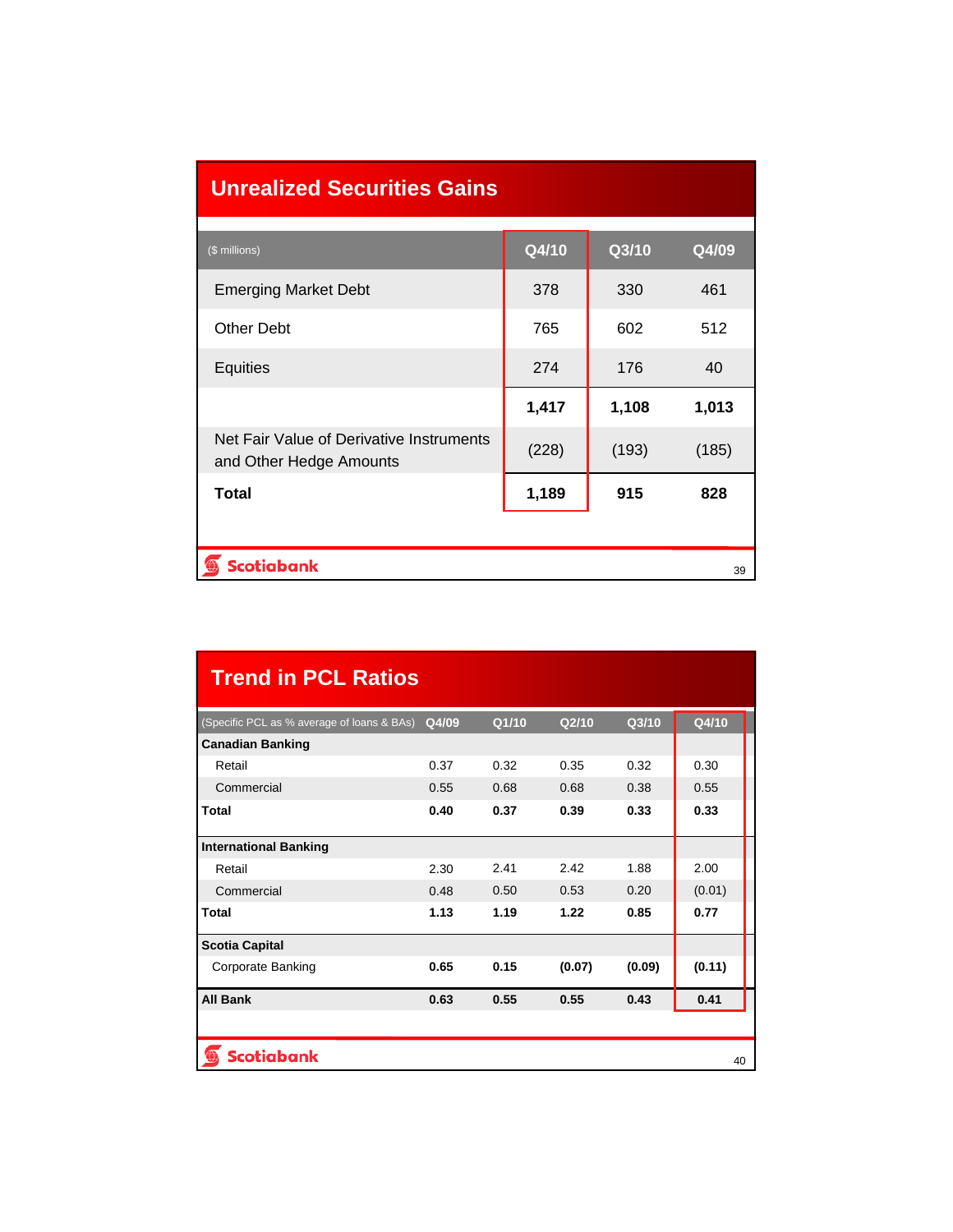## Unrealized Securities Gains

| ($ millions) | Q4/10 | Q3/10 | Q4/09 |
|---|---|---|---|
| Emerging Market Debt | 378 | 330 | 461 |
| Other Debt | 765 | 602 | 512 |
| Equities | 274 | 176 | 40 |
| | **1,417** | **1,108** | **1,013** |
| Net Fair Value of Derivative Instruments and Other Hedge Amounts | (228) | (193) | (185) |
| **Total** | **1,189** | **915** | **828** |

## Trend in PCL Ratios

| (Specific PCL as % average of loans & BAs) | Q4/09 | Q1/10 | Q2/10 | Q3/10 | Q4/10 |
|---|---|---|---|---|---|
| **Canadian Banking** | | | | | |
| Retail | 0.37 | 0.32 | 0.35 | 0.32 | 0.30 |
| Commercial | 0.55 | 0.68 | 0.68 | 0.38 | 0.55 |
| **Total** | **0.40** | **0.37** | **0.39** | **0.33** | **0.33** |
| **International Banking** | | | | | |
| Retail | 2.30 | 2.41 | 2.42 | 1.88 | 2.00 |
| Commercial | 0.48 | 0.50 | 0.53 | 0.20 | (0.01) |
| **Total** | **1.13** | **1.19** | **1.22** | **0.85** | **0.77** |
| **Scotia Capital** | | | | | |
| Corporate Banking | **0.65** | **0.15** | **(0.07)** | **(0.09)** | **(0.11)** |
| **All Bank** | **0.63** | **0.55** | **0.55** | **0.43** | **0.41** |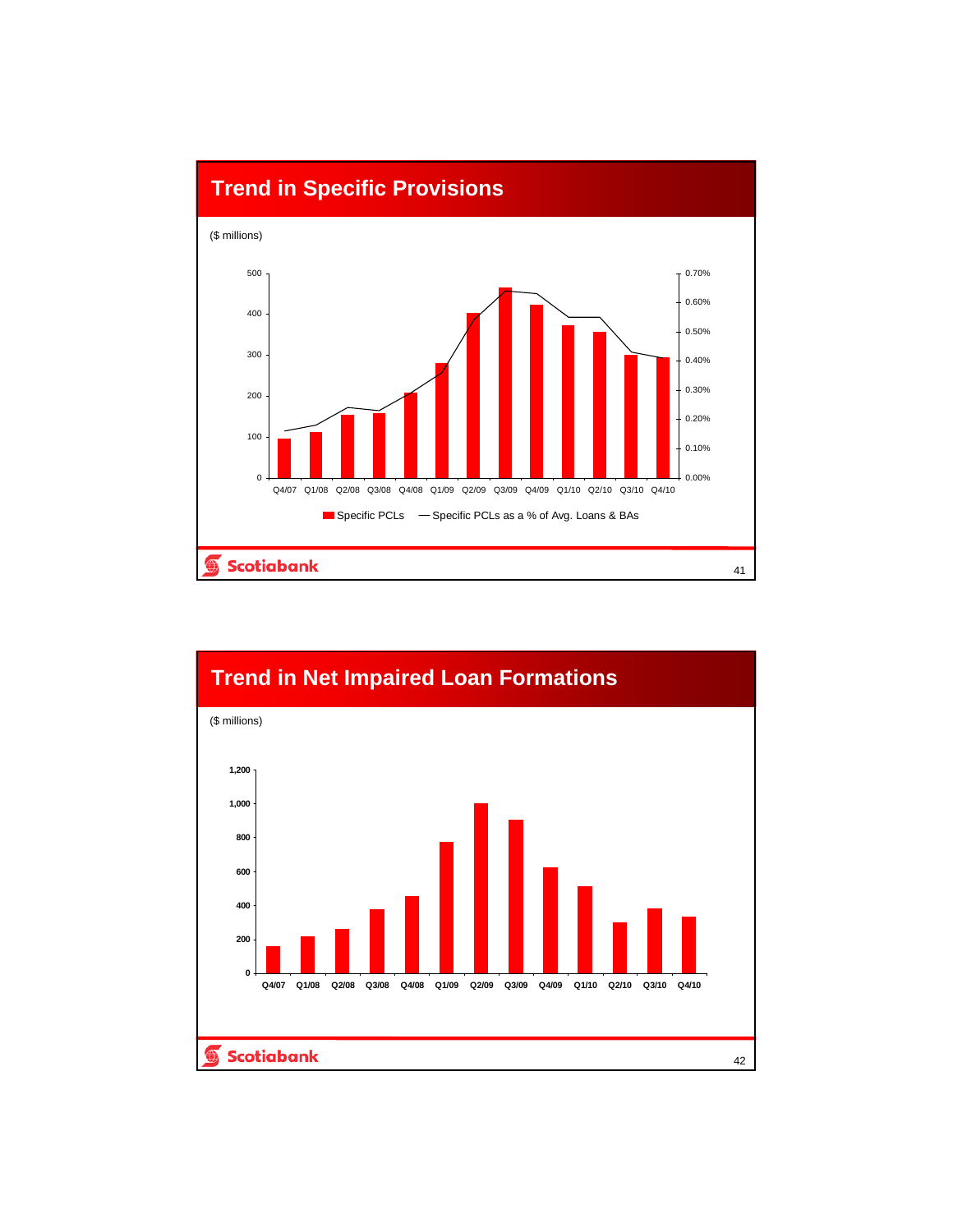## Trend in Specific Provisions

($ millions)

Chart: Specific PCLs (bars, left axis 0–500) and Specific PCLs as a % of Avg. Loans & BAs (line, right axis 0.00%–0.70%), quarterly Q4/07 to Q4/10.

Quarters: Q4/07, Q1/08, Q2/08, Q3/08, Q4/08, Q1/09, Q2/09, Q3/09, Q4/09, Q1/10, Q2/10, Q3/10, Q4/10

Legend: Specific PCLs; Specific PCLs as a % of Avg. Loans & BAs

## Trend in Net Impaired Loan Formations

($ millions)

Chart: Net impaired loan formations (bars, axis 0–1,200), quarterly Q4/07 to Q4/10.

Quarters: Q4/07, Q1/08, Q2/08, Q3/08, Q4/08, Q1/09, Q2/09, Q3/09, Q4/09, Q1/10, Q2/10, Q3/10, Q4/10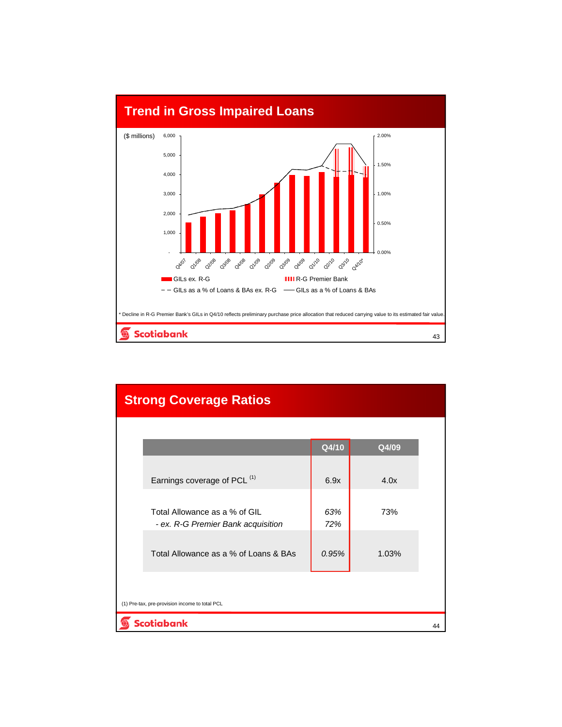## Trend in Gross Impaired Loans

($ millions)

6,000
5,000
4,000
3,000
2,000
1,000
-

2.00%
1.50%
1.00%
0.50%
0.00%

Q4/07 Q1/08 Q2/08 Q3/08 Q4/08 Q1/09 Q2/09 Q3/09 Q4/09 Q1/10 Q2/10 Q3/10 Q4/10*

GILs ex. R-G
R-G Premier Bank
GILs as a % of Loans & BAs ex. R-G
GILs as a % of Loans & BAs

\* Decline in R-G Premier Bank's GILs in Q4/10 reflects preliminary purchase price allocation that reduced carrying value to its estimated fair value.

## Strong Coverage Ratios

| | Q4/10 | Q4/09 |
|---|---|---|
| Earnings coverage of PCL (1) | 6.9x | 4.0x |
| Total Allowance as a % of GIL | *63%* | 73% |
| *- ex. R-G Premier Bank acquisition* | *72%* | |
| Total Allowance as a % of Loans & BAs | *0.95%* | 1.03% |

(1) Pre-tax, pre-provision income to total PCL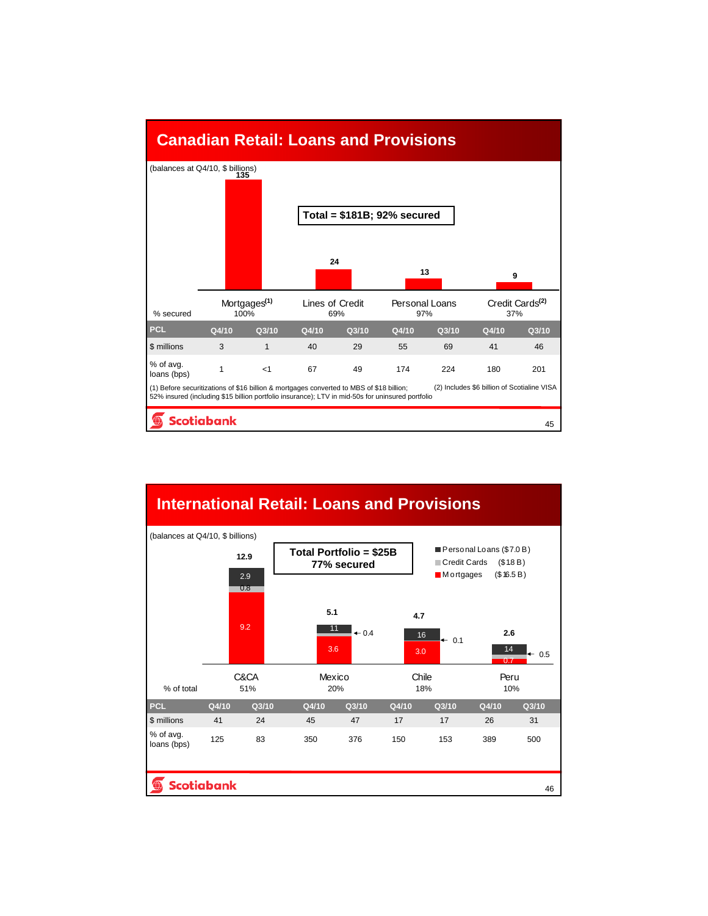## Canadian Retail: Loans and Provisions

(balances at Q4/10, $ billions)

135

Total = $181B; 92% secured

24

13

9

% secured

Mortgages[1]
100%

Lines of Credit
69%

Personal Loans
97%

Credit Cards[2]
37%

| PCL | Q4/10 | Q3/10 | Q4/10 | Q3/10 | Q4/10 | Q3/10 | Q4/10 | Q3/10 |
|---|---|---|---|---|---|---|---|---|
| $ millions | 3 | 1 | 40 | 29 | 55 | 69 | 41 | 46 |
| % of avg. loans (bps) | 1 | <1 | 67 | 49 | 174 | 224 | 180 | 201 |

(1) Before securitizations of $16 billion & mortgages converted to MBS of $18 billion; 52% insured (including $15 billion portfolio insurance); LTV in mid-50s for uninsured portfolio

(2) Includes $6 billion of Scotialine VISA

## International Retail: Loans and Provisions

(balances at Q4/10, $ billions)

Total Portfolio = $25B
77% secured

Personal Loans ($7.0 B)
Credit Cards ($1.8 B)
Mortgages ($16.5 B)

12.9
2.9
0.8
9.2

5.1
1.1
0.4
3.6

4.7
1.6
0.1
3.0

2.6
1.4
0.5
0.7

% of total

C&CA
51%

Mexico
20%

Chile
18%

Peru
10%

| PCL | Q4/10 | Q3/10 | Q4/10 | Q3/10 | Q4/10 | Q3/10 | Q4/10 | Q3/10 |
|---|---|---|---|---|---|---|---|---|
| $ millions | 41 | 24 | 45 | 47 | 17 | 17 | 26 | 31 |
| % of avg. loans (bps) | 125 | 83 | 350 | 376 | 150 | 153 | 389 | 500 |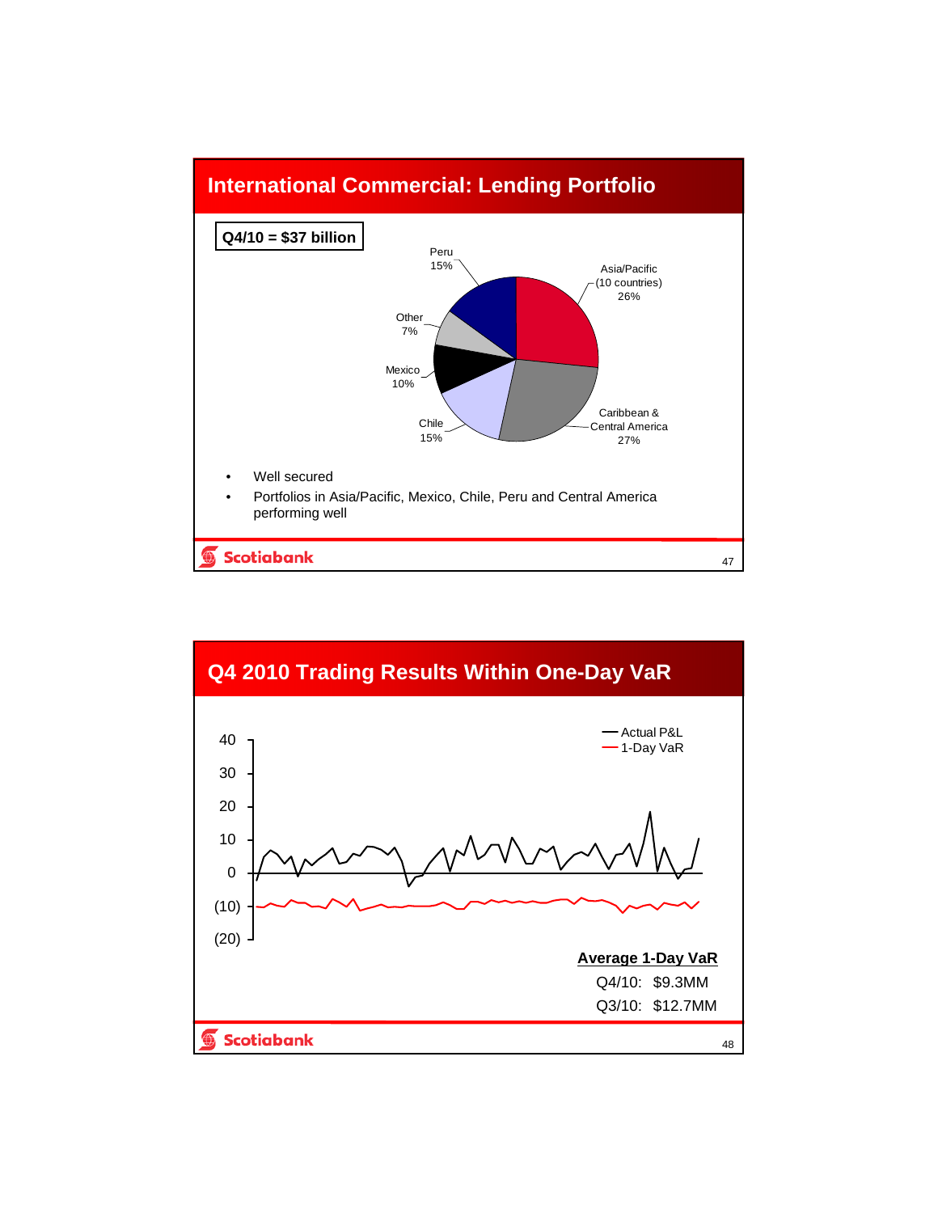## International Commercial: Lending Portfolio

**Q4/10 = $37 billion**

Peru 15%

Asia/Pacific (10 countries) 26%

Other 7%

Mexico 10%

Chile 15%

Caribbean & Central America 27%

- Well secured
- Portfolios in Asia/Pacific, Mexico, Chile, Peru and Central America performing well

Scotiabank

## Q4 2010 Trading Results Within One-Day VaR

Actual P&L

1-Day VaR

40

30

20

10

0

(10)

(20)

**Average 1-Day VaR**

Q4/10: $9.3MM

Q3/10: $12.7MM

Scotiabank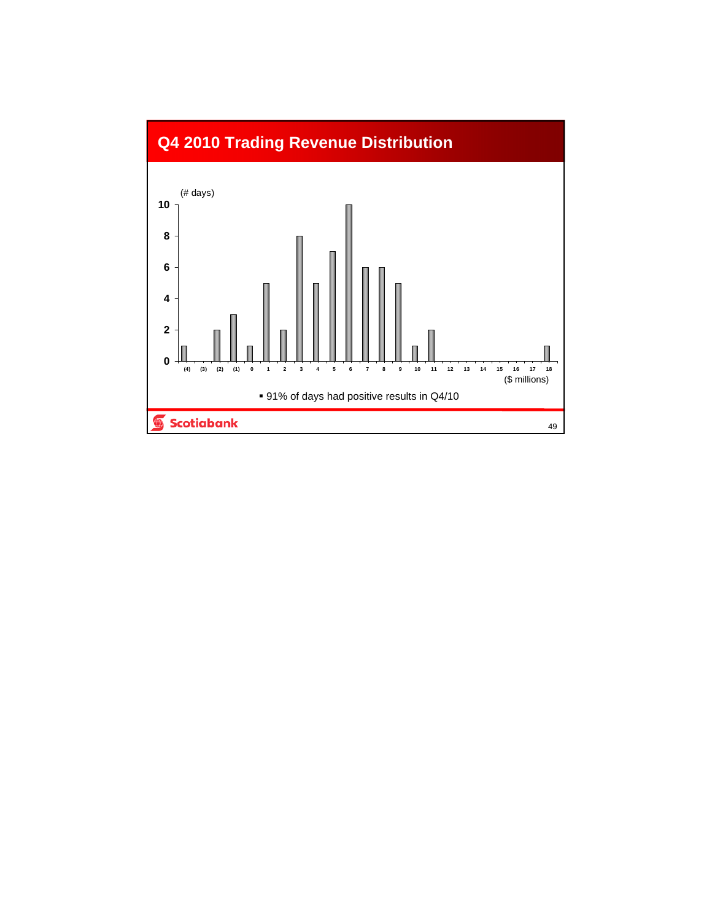# Q4 2010 Trading Revenue Distribution

(# days)

10

8

6

4

2

0

(4) (3) (2) (1) 0 1 2 3 4 5 6 7 8 9 10 11 12 13 14 15 16 17 18

($ millions)

- 91% of days had positive results in Q4/10

Scotiabank